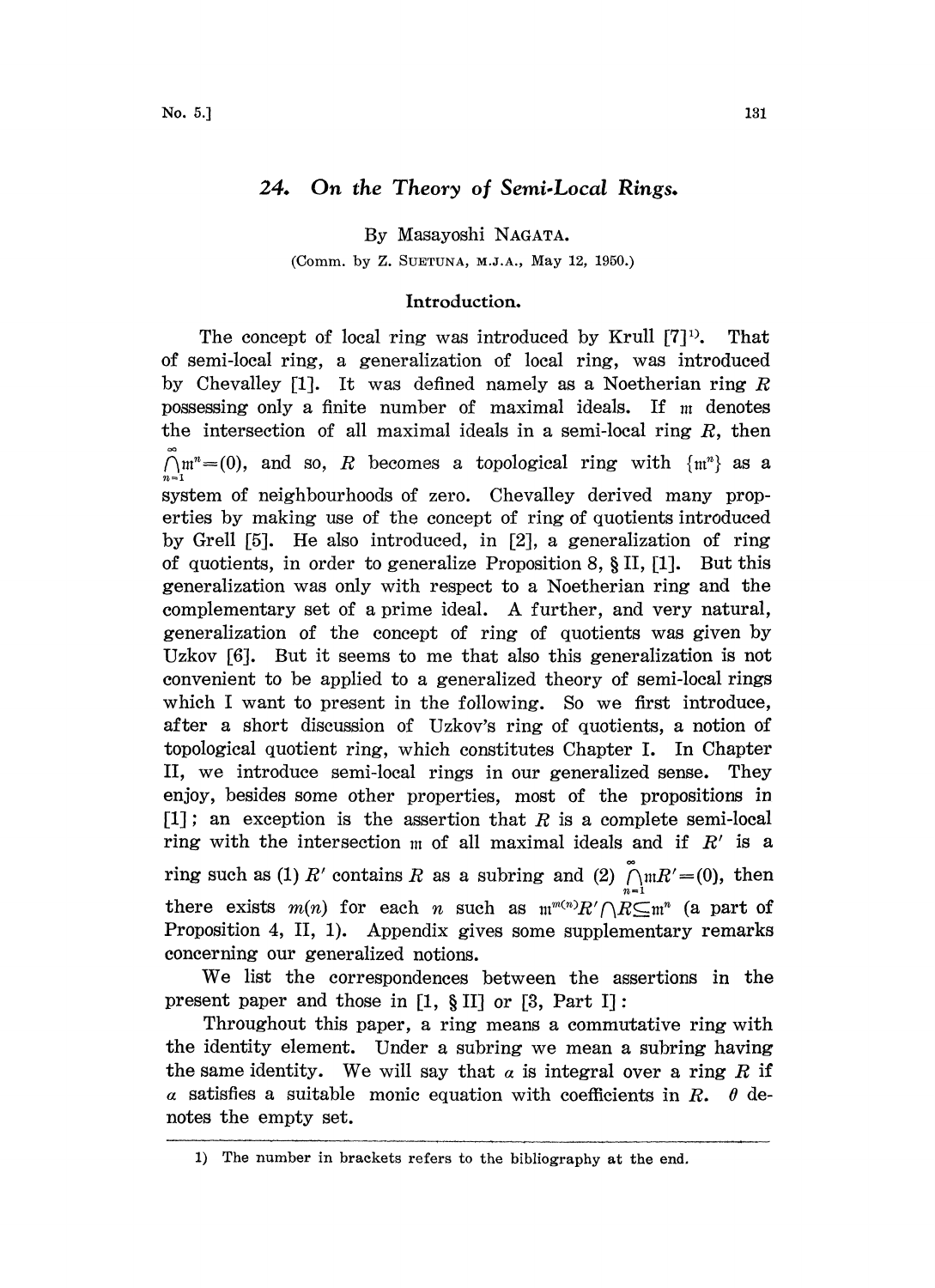# 24. On the Theory of Semi-Local Rings.

By Masayoshi NAGATA.

(Comm. by Z. SUETUNA, M.J.A., May 12, 1950.)

## Introduction.

The concept of local ring was introduced by Krull [7][1]. That of semi-local ring, a generalization of local ring, was introduced by Chevalley [1]. It was defined namely as a Noetherian ring $R$ possessing only a finite number of maximal ideals. If $\mathfrak{m}$ denotes the intersection of all maximal ideals in a semi-local ring $R$, then $\bigcap_{n=1}^{\infty}\mathfrak{m}^n=(0)$, and so, $R$ becomes a topological ring with $\{\mathfrak{m}^n\}$ as a system of neighbourhoods of zero. Chevalley derived many properties by making use of the concept of ring of quotients introduced by Grell [5]. He also introduced, in [2], a generalization of ring of quotients, in order to generalize Proposition 8, § II, [1]. But this generalization was only with respect to a Noetherian ring and the complementary set of a prime ideal. A further, and very natural, generalization of the concept of ring of quotients was given by Uzkov [6]. But it seems to me that also this generalization is not convenient to be applied to a generalized theory of semi-local rings which I want to present in the following. So we first introduce, after a short discussion of Uzkov's ring of quotients, a notion of topological quotient ring, which constitutes Chapter I. In Chapter II, we introduce semi-local rings in our generalized sense. They enjoy, besides some other properties, most of the propositions in [1]; an exception is the assertion that $R$ is a complete semi-local ring with the intersection $\mathfrak{m}$ of all maximal ideals and if $R'$ is a ring such as (1) $R'$ contains $R$ as a subring and (2) $\bigcap_{n=1}^{\infty}\mathfrak{m}R'=(0)$, then there exists $m(n)$ for each $n$ such as $\mathfrak{m}^{m(n)}R'\cap R\subseteq\mathfrak{m}^n$ (a part of Proposition 4, II, 1). Appendix gives some supplementary remarks concerning our generalized notions.

We list the correspondences between the assertions in the present paper and those in [1, § II] or [3, Part I]:

Throughout this paper, a ring means a commutative ring with the identity element. Under a subring we mean a subring having the same identity. We will say that $\alpha$ is integral over a ring $R$ if $\alpha$ satisfies a suitable monic equation with coefficients in $R$. $\theta$ denotes the empty set.

---

1) The number in brackets refers to the bibliography at the end.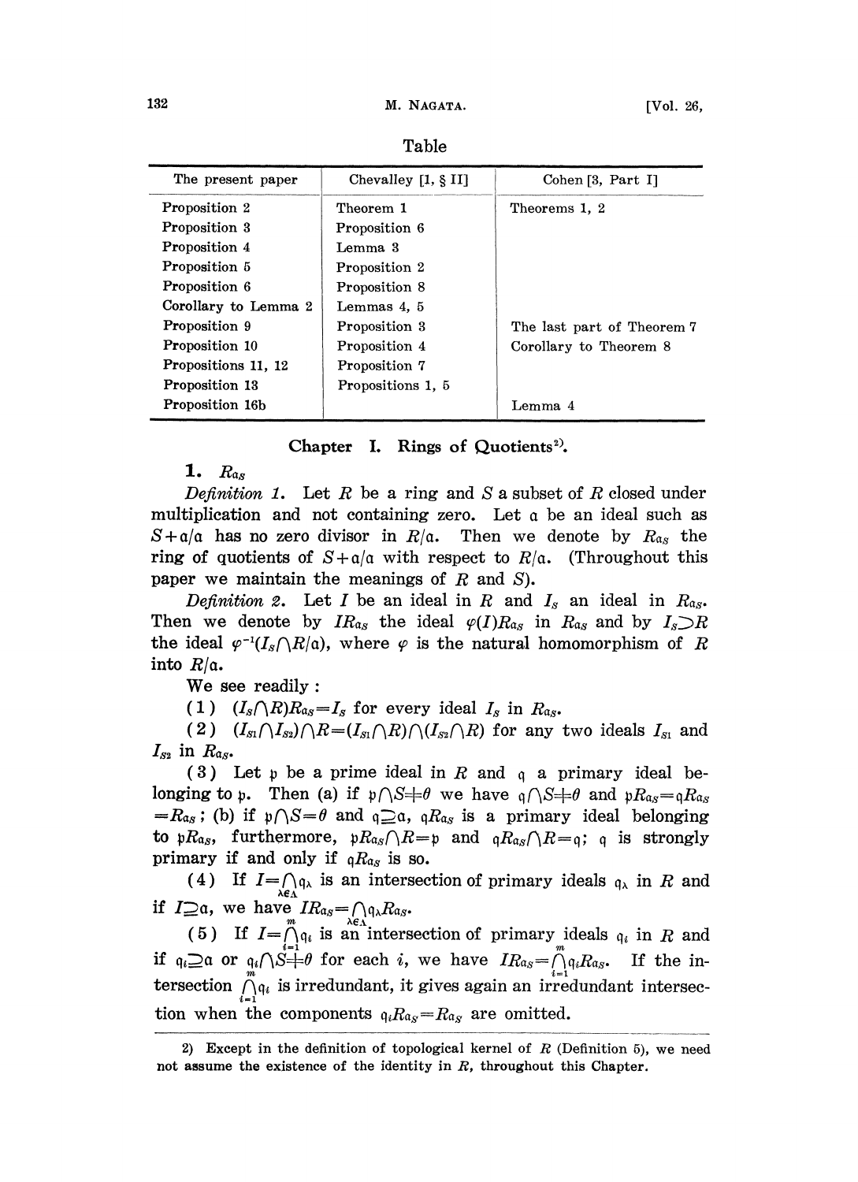Table

| The present paper | Chevalley [1, § II] | Cohen [3, Part I] |
|---|---|---|
| Proposition 2 | Theorem 1 | Theorems 1, 2 |
| Proposition 3 | Proposition 6 | |
| Proposition 4 | Lemma 3 | |
| Proposition 5 | Proposition 2 | |
| Proposition 6 | Proposition 8 | |
| Corollary to Lemma 2 | Lemmas 4, 5 | |
| Proposition 9 | Proposition 3 | The last part of Theorem 7 |
| Proposition 10 | Proposition 4 | Corollary to Theorem 8 |
| Propositions 11, 12 | Proposition 7 | |
| Proposition 13 | Propositions 1, 5 | |
| Proposition 16b | | Lemma 4 |

## Chapter I. Rings of Quotients[2].

### 1. $R_{\mathfrak{a}S}$

*Definition 1.* Let $R$ be a ring and $S$ a subset of $R$ closed under multiplication and not containing zero. Let $\mathfrak{a}$ be an ideal such as $S+\mathfrak{a}/\mathfrak{a}$ has no zero divisor in $R/\mathfrak{a}$. Then we denote by $R_{\mathfrak{a}S}$ the ring of quotients of $S+\mathfrak{a}/\mathfrak{a}$ with respect to $R/\mathfrak{a}$. (Throughout this paper we maintain the meanings of $R$ and $S$).

*Definition 2.* Let $I$ be an ideal in $R$ and $I_S$ an ideal in $R_{\mathfrak{a}S}$. Then we denote by $IR_{\mathfrak{a}S}$ the ideal $\varphi(I)R_{\mathfrak{a}S}$ in $R_{\mathfrak{a}S}$ and by $I_S \frown R$ the ideal $\varphi^{-1}(I_S \frown R/\mathfrak{a})$, where $\varphi$ is the natural homomorphism of $R$ into $R/\mathfrak{a}$.

We see readily :

(1) $(I_S \frown R)R_{\mathfrak{a}S} = I_S$ for every ideal $I_S$ in $R_{\mathfrak{a}S}$.

(2) $(I_{S1} \frown I_{S2}) \frown R = (I_{S1} \frown R) \frown (I_{S2} \frown R)$ for any two ideals $I_{S1}$ and $I_{S2}$ in $R_{\mathfrak{a}S}$.

(3) Let $\mathfrak{p}$ be a prime ideal in $R$ and $\mathfrak{q}$ a primary ideal belonging to $\mathfrak{p}$. Then (a) if $\mathfrak{p} \frown S \neq \theta$ we have $\mathfrak{q} \frown S \neq \theta$ and $\mathfrak{p}R_{\mathfrak{a}S} = \mathfrak{q}R_{\mathfrak{a}S} = R_{\mathfrak{a}S}$ ; (b) if $\mathfrak{p} \frown S = \theta$ and $\mathfrak{q} \supseteq \mathfrak{a}$, $\mathfrak{q}R_{\mathfrak{a}S}$ is a primary ideal belonging to $\mathfrak{p}R_{\mathfrak{a}S}$, furthermore, $\mathfrak{p}R_{\mathfrak{a}S} \frown R = \mathfrak{p}$ and $\mathfrak{q}R_{\mathfrak{a}S} \frown R = \mathfrak{q}$; $\mathfrak{q}$ is strongly primary if and only if $\mathfrak{q}R_{\mathfrak{a}S}$ is so.

(4) If $I = \bigcap_{\lambda \in \Lambda} \mathfrak{q}_\lambda$ is an intersection of primary ideals $\mathfrak{q}_\lambda$ in $R$ and if $I \supseteq \mathfrak{a}$, we have $IR_{\mathfrak{a}S} = \bigcap_{\lambda \in \Lambda} \mathfrak{q}_\lambda R_{\mathfrak{a}S}$.

(5) If $I = \bigcap_{i=1}^{m} \mathfrak{q}_i$ is an intersection of primary ideals $\mathfrak{q}_i$ in $R$ and if $\mathfrak{q}_i \supseteq \mathfrak{a}$ or $\mathfrak{q}_i \frown S \neq \theta$ for each $i$, we have $IR_{\mathfrak{a}S} = \bigcap_{i=1}^{m} \mathfrak{q}_i R_{\mathfrak{a}S}$. If the intersection $\bigcap_{i=1}^{m} \mathfrak{q}_i$ is irredundant, it gives again an irredundant intersection when the components $\mathfrak{q}_i R_{\mathfrak{a}S} = R_{\mathfrak{a}S}$ are omitted.

2) Except in the definition of topological kernel of $R$ (Definition 5), we need not assume the existence of the identity in $R$, throughout this Chapter.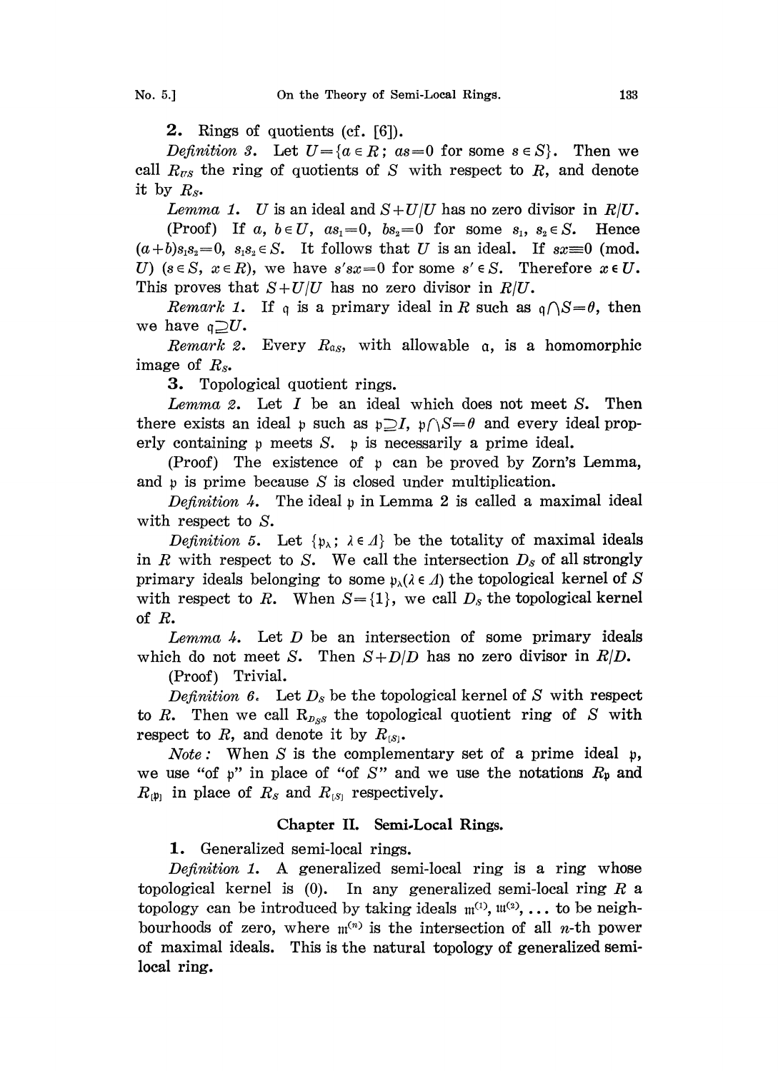**2.** Rings of quotients (cf. [6]).

*Definition 3.* Let $U=\{a \in R;\ as=0 \text{ for some } s \in S\}$. Then we call $R_{US}$ the ring of quotients of $S$ with respect to $R$, and denote it by $R_S$.

*Lemma 1.* $U$ is an ideal and $S+U/U$ has no zero divisor in $R/U$.

(Proof) If $a,\ b \in U$, $as_1=0$, $bs_2=0$ for some $s_1,\ s_2 \in S$. Hence $(a+b)s_1s_2=0$, $s_1s_2 \in S$. It follows that $U$ is an ideal. If $sx \equiv 0$ (mod. $U$) ($s \in S$, $x \in R$), we have $s'sx=0$ for some $s' \in S$. Therefore $x \in U$. This proves that $S+U/U$ has no zero divisor in $R/U$.

*Remark 1.* If $\mathfrak{q}$ is a primary ideal in $R$ such as $\mathfrak{q} \cap S=\theta$, then we have $\mathfrak{q} \supseteq U$.

*Remark 2.* Every $R_{\mathfrak{a}S}$, with allowable $\mathfrak{a}$, is a homomorphic image of $R_S$.

**3.** Topological quotient rings.

*Lemma 2.* Let $I$ be an ideal which does not meet $S$. Then there exists an ideal $\mathfrak{p}$ such as $\mathfrak{p} \supseteq I$, $\mathfrak{p} \cap S=\theta$ and every ideal properly containing $\mathfrak{p}$ meets $S$. $\mathfrak{p}$ is necessarily a prime ideal.

(Proof) The existence of $\mathfrak{p}$ can be proved by Zorn's Lemma, and $\mathfrak{p}$ is prime because $S$ is closed under multiplication.

*Definition 4.* The ideal $\mathfrak{p}$ in Lemma 2 is called a maximal ideal with respect to $S$.

*Definition 5.* Let $\{\mathfrak{p}_\lambda;\ \lambda \in \Lambda\}$ be the totality of maximal ideals in $R$ with respect to $S$. We call the intersection $D_S$ of all strongly primary ideals belonging to some $\mathfrak{p}_\lambda (\lambda \in \Lambda)$ the topological kernel of $S$ with respect to $R$. When $S=\{1\}$, we call $D_S$ the topological kernel of $R$.

*Lemma 4.* Let $D$ be an intersection of some primary ideals which do not meet $S$. Then $S+D/D$ has no zero divisor in $R/D$.

(Proof) Trivial.

*Definition 6.* Let $D_S$ be the topological kernel of $S$ with respect to $R$. Then we call $R_{D_S S}$ the topological quotient ring of $S$ with respect to $R$, and denote it by $R_{[S]}$.

*Note:* When $S$ is the complementary set of a prime ideal $\mathfrak{p}$, we use "of $\mathfrak{p}$" in place of "of $S$" and we use the notations $R_{\mathfrak{p}}$ and $R_{[\mathfrak{p}]}$ in place of $R_S$ and $R_{[S]}$ respectively.

## Chapter II. Semi-Local Rings.

**1.** Generalized semi-local rings.

*Definition 1.* A generalized semi-local ring is a ring whose topological kernel is (0). In any generalized semi-local ring $R$ a topology can be introduced by taking ideals $\mathfrak{m}^{(1)}, \mathfrak{m}^{(2)}, \ldots$ to be neighbourhoods of zero, where $\mathfrak{m}^{(n)}$ is the intersection of all $n$-th power of maximal ideals. This is the natural topology of generalized semi-local ring.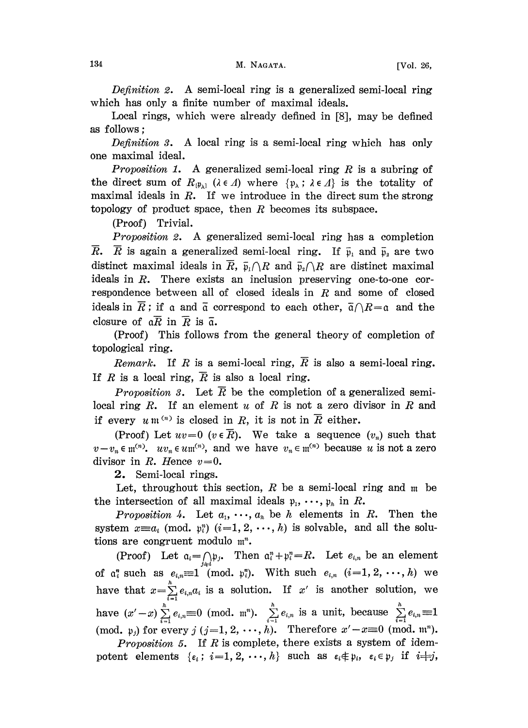*Definition 2.* A semi-local ring is a generalized semi-local ring which has only a finite number of maximal ideals.

Local rings, which were already defined in [8], may be defined as follows;

*Definition 3.* A local ring is a semi-local ring which has only one maximal ideal.

*Proposition 1.* A generalized semi-local ring $R$ is a subring of the direct sum of $R_{[\mathfrak{p}_\lambda]}$ $(\lambda \in \Lambda)$ where $\{\mathfrak{p}_\lambda ; \lambda \in \Lambda\}$ is the totality of maximal ideals in $R$. If we introduce in the direct sum the strong topology of product space, then $R$ becomes its subspace.

(Proof) Trivial.

*Proposition 2.* A generalized semi-local ring has a completion $\overline{R}$. $\overline{R}$ is again a generalized semi-local ring. If $\bar{\mathfrak{p}}_1$ and $\bar{\mathfrak{p}}_2$ are two distinct maximal ideals in $\overline{R}$, $\bar{\mathfrak{p}}_1 \cap R$ and $\bar{\mathfrak{p}}_2 \cap R$ are distinct maximal ideals in $R$. There exists an inclusion preserving one-to-one correspondence between all of closed ideals in $R$ and some of closed ideals in $\overline{R}$; if $\mathfrak{a}$ and $\bar{\mathfrak{a}}$ correspond to each other, $\bar{\mathfrak{a}} \cap R = \mathfrak{a}$ and the closure of $\mathfrak{a}\overline{R}$ in $\overline{R}$ is $\bar{\mathfrak{a}}$.

(Proof) This follows from the general theory of completion of topological ring.

*Remark.* If $R$ is a semi-local ring, $\overline{R}$ is also a semi-local ring. If $R$ is a local ring, $\overline{R}$ is also a local ring.

*Proposition 3.* Let $\overline{R}$ be the completion of a generalized semi-local ring $R$. If an element $u$ of $R$ is not a zero divisor in $R$ and if every $u\,\mathfrak{m}^{(n)}$ is closed in $R$, it is not in $\overline{R}$ either.

(Proof) Let $uv=0$ $(v \in \overline{R})$. We take a sequence $(v_n)$ such that $v - v_n \in \mathfrak{m}^{(n)}$. $uv_n \in u\mathfrak{m}^{(n)}$, and we have $v_n \in \mathfrak{m}^{(n)}$ because $u$ is not a zero divisor in $R$. Hence $v=0$.

**2.** Semi-local rings.

Let, throughout this section, $R$ be a semi-local ring and $\mathfrak{m}$ be the intersection of all maximal ideals $\mathfrak{p}_1, \cdots, \mathfrak{p}_h$ in $R$.

*Proposition 4.* Let $a_1, \cdots, a_h$ be $h$ elements in $R$. Then the system $x \equiv a_i$ (mod. $\mathfrak{p}_i^n$) $(i=1, 2, \cdots, h)$ is solvable, and all the solutions are congruent modulo $\mathfrak{m}^n$.

(Proof) Let $\mathfrak{a}_i = \bigcap_{j \neq i} \mathfrak{p}_j$. Then $\mathfrak{a}_i^n + \mathfrak{p}_i^n = R$. Let $e_{i,n}$ be an element of $\mathfrak{a}_i^n$ such as $e_{i,n} \equiv 1$ (mod. $\mathfrak{p}_i^n$). With such $e_{i,n}$ $(i=1, 2, \cdots, h)$ we have that $x = \sum_{i=1}^{h} e_{i,n} a_i$ is a solution. If $x'$ is another solution, we have $(x'-x) \sum_{i=1}^{h} e_{i,n} \equiv 0$ (mod. $\mathfrak{m}^n$). $\sum_{i=1}^{h} e_{i,n}$ is a unit, because $\sum_{i=1}^{h} e_{i,n} \equiv 1$ (mod. $\mathfrak{p}_j$) for every $j$ $(j=1, 2, \cdots, h)$. Therefore $x' - x \equiv 0$ (mod. $\mathfrak{m}^n$).

*Proposition 5.* If $R$ is complete, there exists a system of idempotent elements $\{\varepsilon_i ; i=1, 2, \cdots, h\}$ such as $\varepsilon_i \notin \mathfrak{p}_i$, $\varepsilon_i \in \mathfrak{p}_j$ if $i \neq j$,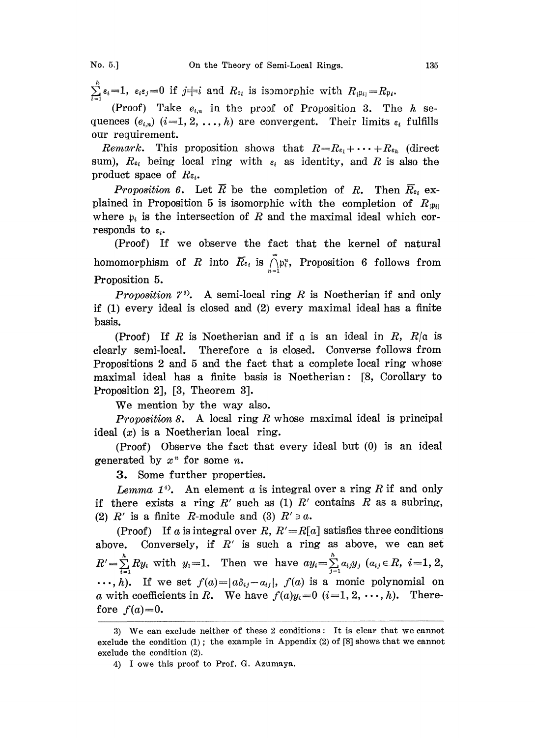$\sum_{i=1}^{h} \varepsilon_i = 1$, $\varepsilon_i \varepsilon_j = 0$ if $j \neq i$ and $R_{\varepsilon_i}$ is isomorphic with $R_{[\mathfrak{p}_i]} = R_{\mathfrak{p}_i}$.

(Proof) Take $e_{i,n}$ in the proof of Proposition 3. The $h$ sequences $(e_{i,n})$ $(i=1, 2, \ldots, h)$ are convergent. Their limits $\varepsilon_i$ fulfills our requirement.

*Remark.* This proposition shows that $R = R_{\varepsilon_1} + \cdots + R_{\varepsilon_h}$ (direct sum), $R_{\varepsilon_i}$ being local ring with $\varepsilon_i$ as identity, and $R$ is also the product space of $R_{\varepsilon_i}$.

*Proposition 6.* Let $\overline{R}$ be the completion of $R$. Then $\overline{R}_{\varepsilon_i}$ explained in Proposition 5 is isomorphic with the completion of $R_{[\mathfrak{p}_i]}$ where $\mathfrak{p}_i$ is the intersection of $R$ and the maximal ideal which corresponds to $\varepsilon_i$.

(Proof) If we observe the fact that the kernel of natural homomorphism of $R$ into $\overline{R}_{\varepsilon_i}$ is $\bigcap_{n=1}^{\infty} \mathfrak{p}_i^n$, Proposition 6 follows from Proposition 5.

*Proposition 7*[3]. A semi-local ring $R$ is Noetherian if and only if (1) every ideal is closed and (2) every maximal ideal has a finite basis.

(Proof) If $R$ is Noetherian and if $\mathfrak{a}$ is an ideal in $R$, $R/\mathfrak{a}$ is clearly semi-local. Therefore $\mathfrak{a}$ is closed. Converse follows from Propositions 2 and 5 and the fact that a complete local ring whose maximal ideal has a finite basis is Noetherian: [8, Corollary to Proposition 2], [3, Theorem 3].

We mention by the way also.

*Proposition 8.* A local ring $R$ whose maximal ideal is principal ideal $(x)$ is a Noetherian local ring.

(Proof) Observe the fact that every ideal but $(0)$ is an ideal generated by $x^n$ for some $n$.

**3.** Some further properties.

*Lemma 1*[4]. An element $a$ is integral over a ring $R$ if and only if there exists a ring $R'$ such as (1) $R'$ contains $R$ as a subring, (2) $R'$ is a finite $R$-module and (3) $R' \ni a$.

(Proof) If $a$ is integral over $R$, $R' = R[a]$ satisfies three conditions above. Conversely, if $R'$ is such a ring as above, we can set $R' = \sum_{i=1}^{h} R y_i$ with $y_1 = 1$. Then we have $a y_i = \sum_{j=1}^{h} a_{ij} y_j$ $(a_{ij} \in R,\ i=1, 2, \ldots, h)$. If we set $f(a) = |a\delta_{ij} - a_{ij}|$, $f(a)$ is a monic polynomial on $a$ with coefficients in $R$. We have $f(a) y_i = 0$ $(i=1, 2, \cdots, h)$. Therefore $f(a) = 0$.

---

3) We can exclude neither of these 2 conditions: It is clear that we cannot exclude the condition (1); the example in Appendix (2) of [8] shows that we cannot exclude the condition (2).

4) I owe this proof to Prof. G. Azumaya.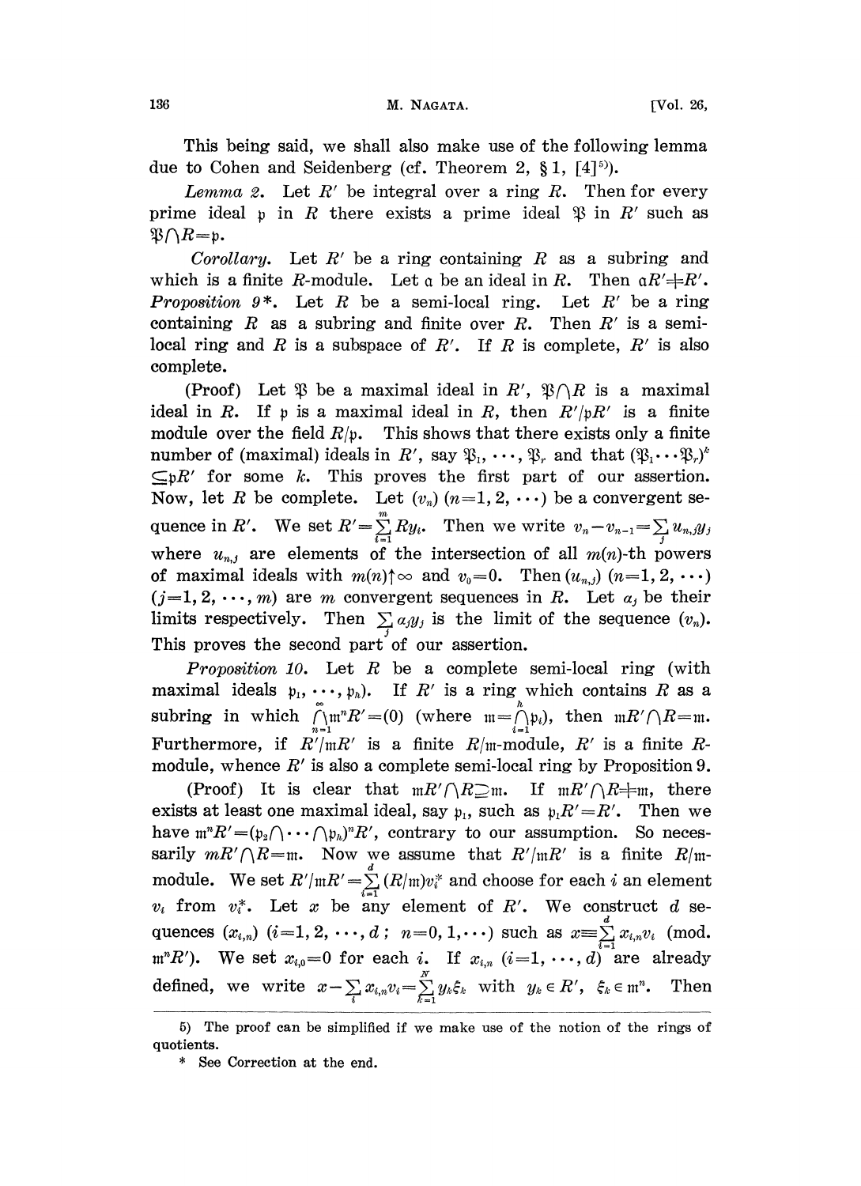This being said, we shall also make use of the following lemma due to Cohen and Seidenberg (cf. Theorem 2, §1, [4][5]).

*Lemma 2.* Let $R'$ be integral over a ring $R$. Then for every prime ideal $\mathfrak{p}$ in $R$ there exists a prime ideal $\mathfrak{P}$ in $R'$ such as $\mathfrak{P} \cap R = \mathfrak{p}$.

*Corollary.* Let $R'$ be a ring containing $R$ as a subring and which is a finite $R$-module. Let $\mathfrak{a}$ be an ideal in $R$. Then $\mathfrak{a}R' \neq R'$.

*Proposition 9\**. Let $R$ be a semi-local ring. Let $R'$ be a ring containing $R$ as a subring and finite over $R$. Then $R'$ is a semi-local ring and $R$ is a subspace of $R'$. If $R$ is complete, $R'$ is also complete.

(Proof) Let $\mathfrak{P}$ be a maximal ideal in $R'$, $\mathfrak{P} \cap R$ is a maximal ideal in $R$. If $\mathfrak{p}$ is a maximal ideal in $R$, then $R'/\mathfrak{p}R'$ is a finite module over the field $R/\mathfrak{p}$. This shows that there exists only a finite number of (maximal) ideals in $R'$, say $\mathfrak{P}_1, \cdots, \mathfrak{P}_r$ and that $(\mathfrak{P}_1 \cdots \mathfrak{P}_r)^k \subseteq \mathfrak{p}R'$ for some $k$. This proves the first part of our assertion. Now, let $R$ be complete. Let $(v_n)$ $(n=1, 2, \cdots)$ be a convergent sequence in $R'$. We set $R' = \sum_{i=1}^{m} Ry_i$. Then we write $v_n - v_{n-1} = \sum_j u_{n,j} y_j$ where $u_{n,j}$ are elements of the intersection of all $m(n)$-th powers of maximal ideals with $m(n) \uparrow \infty$ and $v_0 = 0$. Then $(u_{n,j})$ $(n=1, 2, \cdots)$ $(j=1, 2, \cdots, m)$ are $m$ convergent sequences in $R$. Let $a_j$ be their limits respectively. Then $\sum_j a_j y_j$ is the limit of the sequence $(v_n)$. This proves the second part of our assertion.

*Proposition 10.* Let $R$ be a complete semi-local ring (with maximal ideals $\mathfrak{p}_1, \cdots, \mathfrak{p}_h$). If $R'$ is a ring which contains $R$ as a subring in which $\bigcap_{n=1}^{\infty} \mathfrak{m}^n R' = (0)$ (where $\mathfrak{m} = \bigcap_{i=1}^{h} \mathfrak{p}_i$), then $\mathfrak{m}R' \cap R = \mathfrak{m}$. Furthermore, if $R'/\mathfrak{m}R'$ is a finite $R/\mathfrak{m}$-module, $R'$ is a finite $R$-module, whence $R'$ is also a complete semi-local ring by Proposition 9.

(Proof) It is clear that $\mathfrak{m}R' \cap R \supseteq \mathfrak{m}$. If $\mathfrak{m}R' \cap R \neq \mathfrak{m}$, there exists at least one maximal ideal, say $\mathfrak{p}_1$, such as $\mathfrak{p}_1 R' = R'$. Then we have $\mathfrak{m}^n R' = (\mathfrak{p}_2 \cap \cdots \cap \mathfrak{p}_h)^n R'$, contrary to our assumption. So necessarily $mR' \cap R = \mathfrak{m}$. Now we assume that $R'/\mathfrak{m}R'$ is a finite $R/\mathfrak{m}$-module. We set $R'/\mathfrak{m}R' = \sum_{i=1}^{d} (R/\mathfrak{m}) v_i^*$ and choose for each $i$ an element $v_i$ from $v_i^*$. Let $x$ be any element of $R'$. We construct $d$ sequences $(x_{i,n})$ $(i=1, 2, \cdots, d;\ n=0, 1, \cdots)$ such as $x \equiv \sum_{i=1}^{d} x_{i,n} v_i$ (mod. $\mathfrak{m}^n R'$). We set $x_{i,0} = 0$ for each $i$. If $x_{i,n}$ $(i=1, \cdots, d)$ are already defined, we write $x - \sum_i x_{i,n} v_i = \sum_{k=1}^{N} y_k \xi_k$ with $y_k \in R'$, $\xi_k \in \mathfrak{m}^n$. Then

---

5) The proof can be simplified if we make use of the notion of the rings of quotients.

\* See Correction at the end.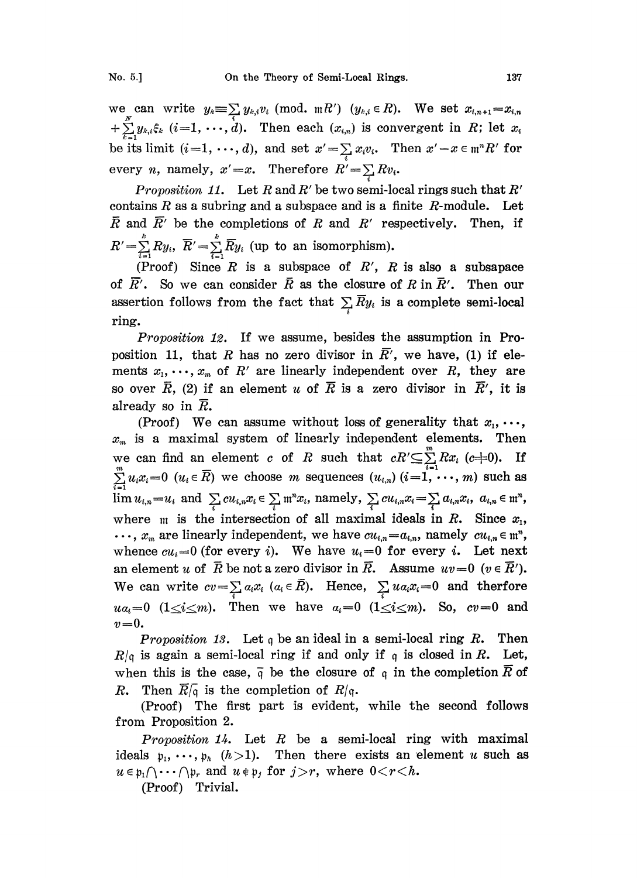we can write $y_k \equiv \sum_i y_{k,i} v_i$ (mod. $\mathfrak{m}R'$) ($y_{k,i} \in R$). We set $x_{i,n+1} = x_{i,n} + \sum_{k=1}^{N} y_{k,i} \xi_k$ ($i=1, \cdots, d$). Then each $(x_{i,n})$ is convergent in $R$; let $x_i$ be its limit ($i=1, \cdots, d$), and set $x' = \sum_i x_i v_i$. Then $x' - x \in \mathfrak{m}^n R'$ for every $n$, namely, $x' = x$. Therefore $R' = \sum_i R v_i$.

*Proposition 11.* Let $R$ and $R'$ be two semi-local rings such that $R'$ contains $R$ as a subring and a subspace and is a finite $R$-module. Let $\bar{R}$ and $\bar{R}'$ be the completions of $R$ and $R'$ respectively. Then, if $R' = \sum_{i=1}^{k} R y_i$, $\bar{R}' = \sum_{i=1}^{k} \bar{R} y_i$ (up to an isomorphism).

(Proof) Since $R$ is a subspace of $R'$, $R$ is also a subsapace of $\bar{R}'$. So we can consider $\bar{R}$ as the closure of $R$ in $\bar{R}'$. Then our assertion follows from the fact that $\sum_i \bar{R} y_i$ is a complete semi-local ring.

*Proposition 12.* If we assume, besides the assumption in Proposition 11, that $R$ has no zero divisor in $\bar{R}'$, we have, (1) if elements $x_1, \cdots, x_m$ of $R'$ are linearly independent over $R$, they are so over $\bar{R}$, (2) if an element $u$ of $\bar{R}$ is a zero divisor in $\bar{R}'$, it is already so in $\bar{R}$.

(Proof) We can assume without loss of generality that $x_1, \cdots, x_m$ is a maximal system of linearly independent elements. Then we can find an element $c$ of $R$ such that $cR' \subseteq \sum_{i=1}^{m} R x_i$ ($c \neq 0$). If $\sum_{i=1}^{m} u_i x_i = 0$ ($u_i \in \bar{R}$) we choose $m$ sequences $(u_{i,n})$ ($i=1, \cdots, m$) such as $\lim u_{i,n} = u_i$ and $\sum_i c u_{i,n} x_i \in \sum_i \mathfrak{m}^n x_i$, namely, $\sum_i c u_{i,n} x_i = \sum_i a_{i,n} x_i$, $a_{i,n} \in \mathfrak{m}^n$, where $\mathfrak{m}$ is the intersection of all maximal ideals in $R$. Since $x_1, \cdots, x_m$ are linearly independent, we have $c u_{i,n} = a_{i,n}$, namely $c u_{i,n} \in \mathfrak{m}^n$, whence $c u_i = 0$ (for every $i$). We have $u_i = 0$ for every $i$. Let next an element $u$ of $\bar{R}$ be not a zero divisor in $\bar{R}$. Assume $uv = 0$ ($v \in \bar{R}'$). We can write $cv = \sum_i a_i x_i$ ($a_i \in \bar{R}$). Hence, $\sum_i u a_i x_i = 0$ and therfore $u a_i = 0$ ($1 \leq i \leq m$). Then we have $a_i = 0$ ($1 \leq i \leq m$). So, $cv = 0$ and $v = 0$.

*Proposition 13.* Let $\mathfrak{q}$ be an ideal in a semi-local ring $R$. Then $R/\mathfrak{q}$ is again a semi-local ring if and only if $\mathfrak{q}$ is closed in $R$. Let, when this is the case, $\bar{\mathfrak{q}}$ be the closure of $\mathfrak{q}$ in the completion $\bar{R}$ of $R$. Then $\bar{R}/\bar{\mathfrak{q}}$ is the completion of $R/\mathfrak{q}$.

(Proof) The first part is evident, while the second follows from Proposition 2.

*Proposition 14.* Let $R$ be a semi-local ring with maximal ideals $\mathfrak{p}_1, \cdots, \mathfrak{p}_h$ ($h > 1$). Then there exists an element $u$ such as $u \in \mathfrak{p}_1 \cap \cdots \cap \mathfrak{p}_r$ and $u \notin \mathfrak{p}_j$ for $j > r$, where $0 < r < h$.

(Proof) Trivial.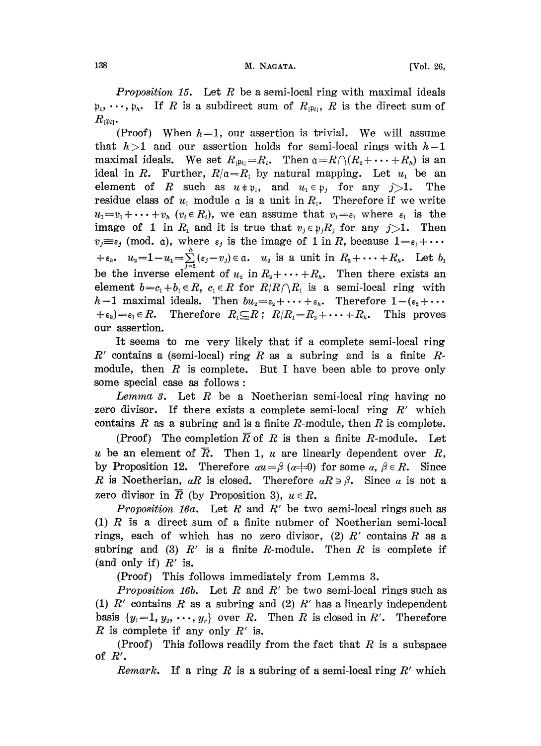*Proposition 15.* Let $R$ be a semi-local ring with maximal ideals $\mathfrak{p}_1, \cdots, \mathfrak{p}_h$. If $R$ is a subdirect sum of $R_{[\mathfrak{p}_i]}$, $R$ is the direct sum of $R_{[\mathfrak{p}_i]}$.

(Proof) When $h=1$, our assertion is trivial. We will assume that $h>1$ and our assertion holds for semi-local rings with $h-1$ maximal ideals. We set $R_{[\mathfrak{p}_i]}=R_i$. Then $\mathfrak{a}=R\cap(R_2+\cdots+R_h)$ is an ideal in $R$. Further, $R/\mathfrak{a}=R_1$ by natural mapping. Let $u_1$ be an element of $R$ such as $u\notin\mathfrak{p}_1$, and $u_1\in\mathfrak{p}_j$ for any $j>1$. The residue class of $u_1$ module $\mathfrak{a}$ is a unit in $R_1$. Therefore if we write $u_1=v_1+\cdots+v_h$ $(v_i\in R_i)$, we can assume that $v_1=\varepsilon_1$ where $\varepsilon_1$ is the image of 1 in $R_1$ and it is true that $v_j\in\mathfrak{p}_jR_j$ for any $j>1$. Then $v_j\equiv\varepsilon_j$ (mod. $\mathfrak{a}$), where $\varepsilon_j$ is the image of 1 in $R$, because $1=\varepsilon_1+\cdots+\varepsilon_h$. $u_2=1-u_1=\sum_{j=2}^{h}(\varepsilon_j-v_j)\in\mathfrak{a}$. $u_2$ is a unit in $R_2+\cdots+R_h$. Let $b_1$ be the inverse element of $u_2$ in $R_2+\cdots+R_h$. Then there exists an element $b=c_1+b_1\in R$, $c_1\in R$ for $R/R\cap R_1$ is a semi-local ring with $h-1$ maximal ideals. Then $bu_2=\varepsilon_2+\cdots+\varepsilon_h$. Therefore $1-(\varepsilon_2+\cdots+\varepsilon_h)=\varepsilon_1\in R$. Therefore $R_1\subseteq R$; $R/R_1=R_2+\cdots+R_h$. This proves our assertion.

It seems to me very likely that if a complete semi-local ring $R'$ contains a (semi-local) ring $R$ as a subring and is a finite $R$-module, then $R$ is complete. But I have been able to prove only some special case as follows:

*Lemma 3.* Let $R$ be a Noetherian semi-local ring having no zero divisor. If there exists a complete semi-local ring $R'$ which contains $R$ as a subring and is a finite $R$-module, then $R$ is complete.

(Proof) The completion $\overline{R}$ of $R$ is then a finite $R$-module. Let $u$ be an element of $\overline{R}$. Then 1, $u$ are linearly dependent over $R$, by Proposition 12. Therefore $\alpha u=\beta$ $(\alpha\neq 0)$ for some $\alpha, \beta\in R$. Since $R$ is Noetherian, $\alpha R$ is closed. Therefore $\alpha R\ni\beta$. Since $\alpha$ is not a zero divisor in $\overline{R}$ (by Proposition 3), $u\in R$.

*Proposition 16a.* Let $R$ and $R'$ be two semi-local rings such as (1) $R$ is a direct sum of a finite nubmer of Noetherian semi-local rings, each of which has no zero divisor, (2) $R'$ contains $R$ as a subring and (3) $R'$ is a finite $R$-module. Then $R$ is complete if (and only if) $R'$ is.

(Proof) This follows immediately from Lemma 3.

*Proposition 16b.* Let $R$ and $R'$ be two semi-local rings such as (1) $R'$ contains $R$ as a subring and (2) $R'$ has a linearly independent basis $\{y_1=1, y_2, \cdots, y_r\}$ over $R$. Then $R$ is closed in $R'$. Therefore $R$ is complete if any only $R'$ is.

(Proof) This follows readily from the fact that $R$ is a subspace of $R'$.

*Remark.* If a ring $R$ is a subring of a semi-local ring $R'$ which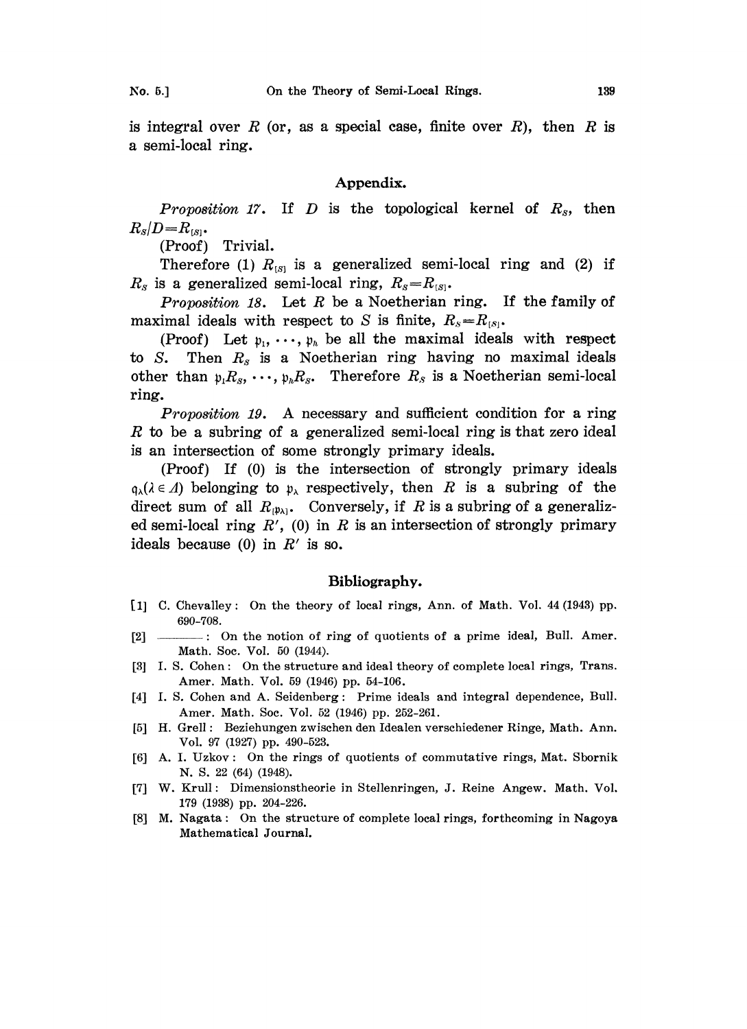is integral over $R$ (or, as a special case, finite over $R$), then $R$ is a semi-local ring.

## Appendix.

*Proposition 17.* If $D$ is the topological kernel of $R_S$, then $R_S/D=R_{[S]}$.

(Proof) Trivial.

Therefore (1) $R_{[S]}$ is a generalized semi-local ring and (2) if $R_S$ is a generalized semi-local ring, $R_S=R_{[S]}$.

*Proposition 18.* Let $R$ be a Noetherian ring. If the family of maximal ideals with respect to $S$ is finite, $R_S=R_{[S]}$.

(Proof) Let $\mathfrak{p}_1, \cdots, \mathfrak{p}_h$ be all the maximal ideals with respect to $S$. Then $R_S$ is a Noetherian ring having no maximal ideals other than $\mathfrak{p}_1 R_S, \cdots, \mathfrak{p}_h R_S$. Therefore $R_S$ is a Noetherian semi-local ring.

*Proposition 19.* A necessary and sufficient condition for a ring $R$ to be a subring of a generalized semi-local ring is that zero ideal is an intersection of some strongly primary ideals.

(Proof) If (0) is the intersection of strongly primary ideals $\mathfrak{q}_\lambda (\lambda \in \Lambda)$ belonging to $\mathfrak{p}_\lambda$ respectively, then $R$ is a subring of the direct sum of all $R_{[\mathfrak{p}_\lambda]}$. Conversely, if $R$ is a subring of a generalized semi-local ring $R'$, (0) in $R$ is an intersection of strongly primary ideals because (0) in $R'$ is so.

## Bibliography.

[1] C. Chevalley: On the theory of local rings, Ann. of Math. Vol. 44 (1943) pp. 690-708.

[2] ———: On the notion of ring of quotients of a prime ideal, Bull. Amer. Math. Soc. Vol. 50 (1944).

[3] I. S. Cohen: On the structure and ideal theory of complete local rings, Trans. Amer. Math. Vol. 59 (1946) pp. 54-106.

[4] I. S. Cohen and A. Seidenberg: Prime ideals and integral dependence, Bull. Amer. Math. Soc. Vol. 52 (1946) pp. 252-261.

[5] H. Grell: Beziehungen zwischen den Idealen verschiedener Ringe, Math. Ann. Vol. 97 (1927) pp. 490-523.

[6] A. I. Uzkov: On the rings of quotients of commutative rings, Mat. Sbornik N. S. 22 (64) (1948).

[7] W. Krull: Dimensionstheorie in Stellenringen, J. Reine Angew. Math. Vol. 179 (1938) pp. 204-226.

[8] M. Nagata: On the structure of complete local rings, forthcoming in Nagoya Mathematical Journal.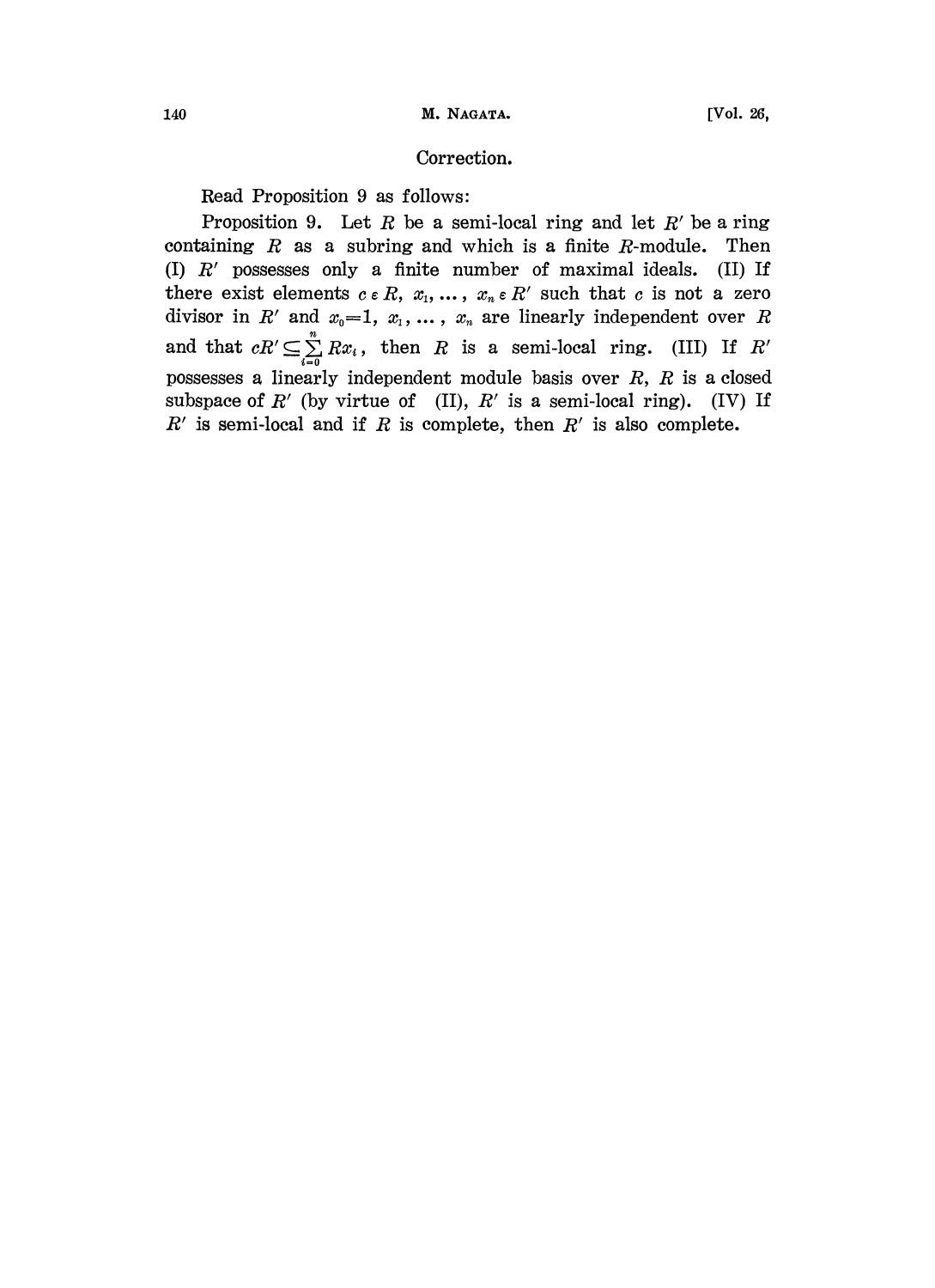## Correction.

Read Proposition 9 as follows:

Proposition 9. Let $R$ be a semi-local ring and let $R'$ be a ring containing $R$ as a subring and which is a finite $R$-module. Then (I) $R'$ possesses only a finite number of maximal ideals. (II) If there exist elements $c \varepsilon R$, $x_1, \dots, x_n \varepsilon R'$ such that $c$ is not a zero divisor in $R'$ and $x_0=1, x_1, \dots, x_n$ are linearly independent over $R$ and that $cR' \subseteq \sum_{i=0}^{n} Rx_i$, then $R$ is a semi-local ring. (III) If $R'$ possesses a linearly independent module basis over $R$, $R$ is a closed subspace of $R'$ (by virtue of (II), $R'$ is a semi-local ring). (IV) If $R'$ is semi-local and if $R$ is complete, then $R'$ is also complete.